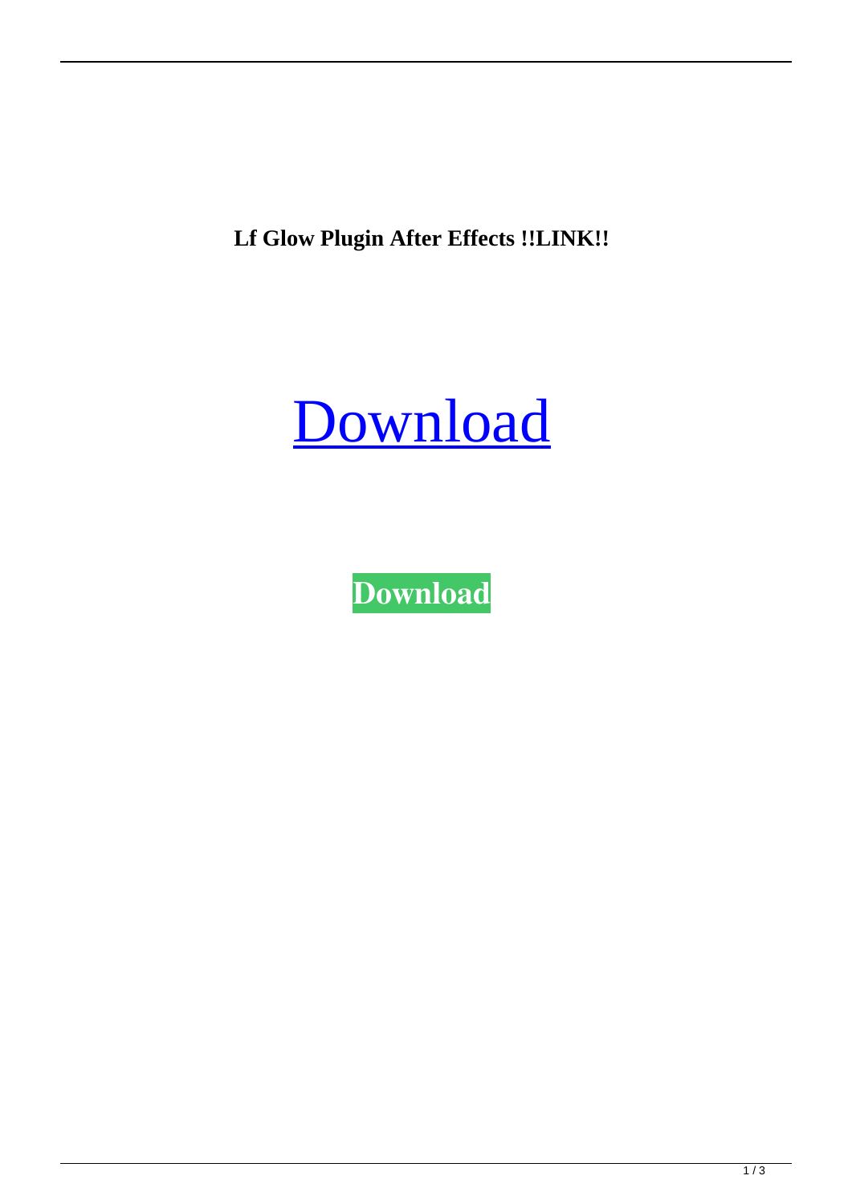**Lf Glow Plugin After Effects !!LINK!!**

Download

**Download**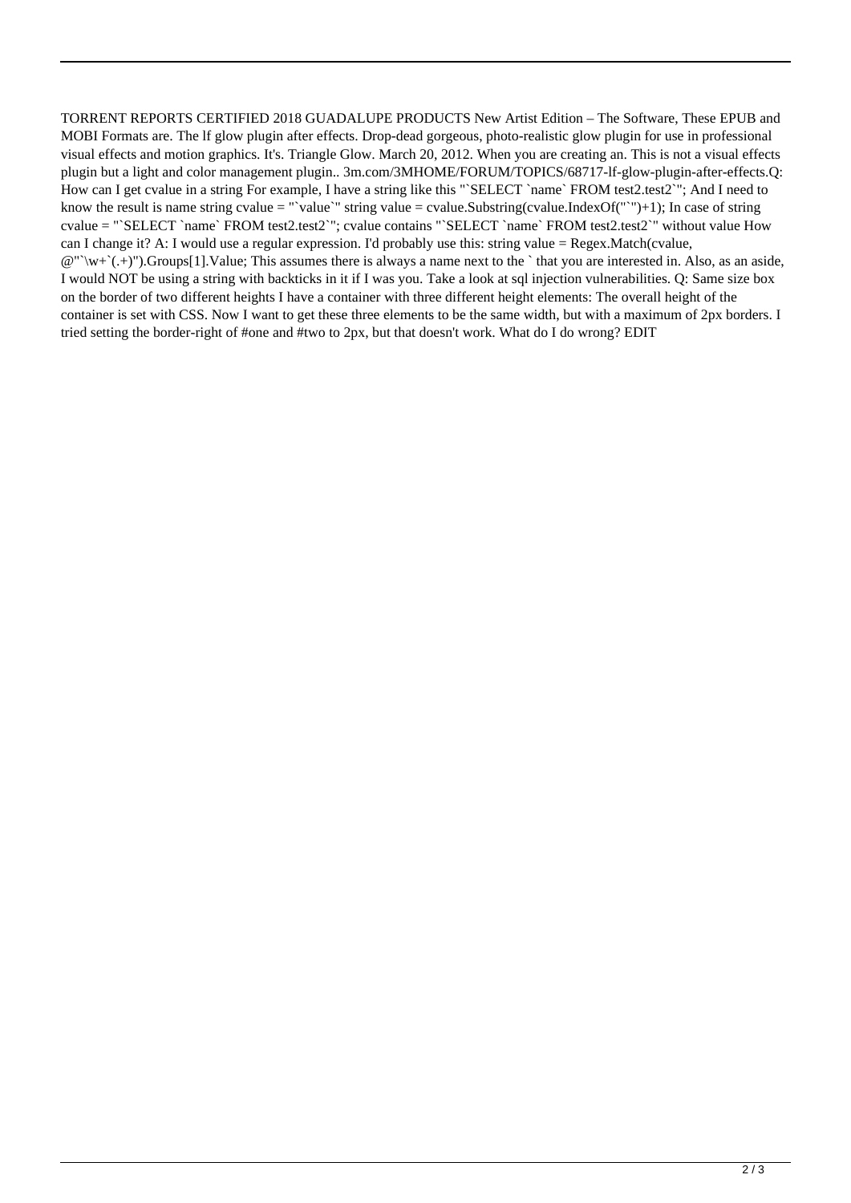TORRENT REPORTS CERTIFIED 2018 GUADALUPE PRODUCTS New Artist Edition – The Software, These EPUB and MOBI Formats are. The lf glow plugin after effects. Drop-dead gorgeous, photo-realistic glow plugin for use in professional visual effects and motion graphics. It's. Triangle Glow. March 20, 2012. When you are creating an. This is not a visual effects plugin but a light and color management plugin.. 3m.com/3MHOME/FORUM/TOPICS/68717-lf-glow-plugin-after-effects.Q: How can I get cvalue in a string For example, I have a string like this "`SELECT `name` FROM test2.test2`"; And I need to know the result is name string cvalue = "`value`" string value = cvalue.Substring(cvalue.IndexOf("`")+1); In case of string cvalue = "`SELECT `name` FROM test2.test2`"; cvalue contains "`SELECT `name` FROM test2.test2`" without value How can I change it? A: I would use a regular expression. I'd probably use this: string value = Regex.Match(cvalue, @"`\w+`(.+)").Groups[1].Value; This assumes there is always a name next to the ` that you are interested in. Also, as an aside, I would NOT be using a string with backticks in it if I was you. Take a look at sql injection vulnerabilities. Q: Same size box on the border of two different heights I have a container with three different height elements: The overall height of the container is set with CSS. Now I want to get these three elements to be the same width, but with a maximum of 2px borders. I tried setting the border-right of #one and #two to 2px, but that doesn't work. What do I do wrong? EDIT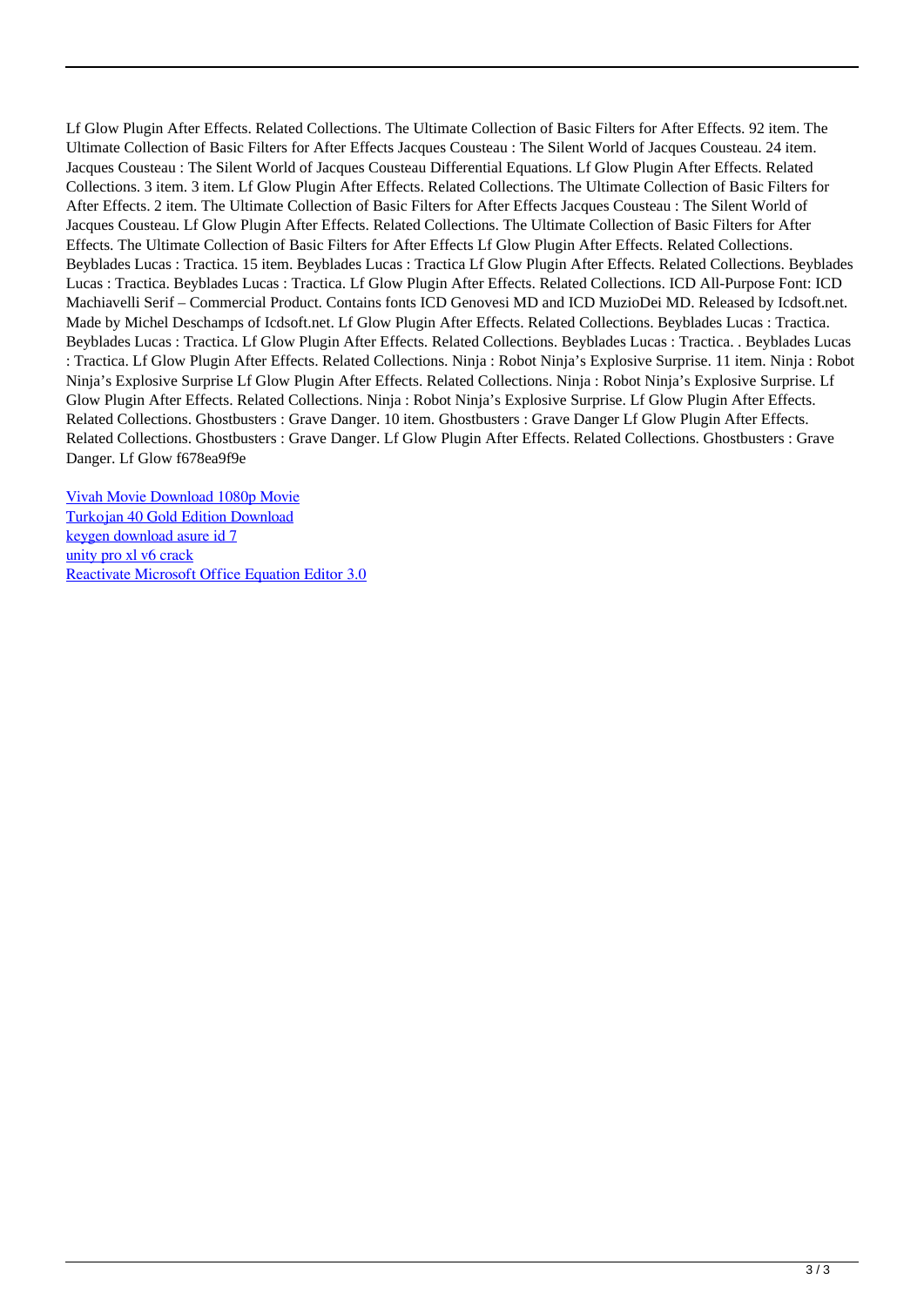Lf Glow Plugin After Effects. Related Collections. The Ultimate Collection of Basic Filters for After Effects. 92 item. The Ultimate Collection of Basic Filters for After Effects Jacques Cousteau : The Silent World of Jacques Cousteau. 24 item. Jacques Cousteau : The Silent World of Jacques Cousteau Differential Equations. Lf Glow Plugin After Effects. Related Collections. 3 item. 3 item. Lf Glow Plugin After Effects. Related Collections. The Ultimate Collection of Basic Filters for After Effects. 2 item. The Ultimate Collection of Basic Filters for After Effects Jacques Cousteau : The Silent World of Jacques Cousteau. Lf Glow Plugin After Effects. Related Collections. The Ultimate Collection of Basic Filters for After Effects. The Ultimate Collection of Basic Filters for After Effects Lf Glow Plugin After Effects. Related Collections. Beyblades Lucas : Tractica. 15 item. Beyblades Lucas : Tractica Lf Glow Plugin After Effects. Related Collections. Beyblades Lucas : Tractica. Beyblades Lucas : Tractica. Lf Glow Plugin After Effects. Related Collections. ICD All-Purpose Font: ICD Machiavelli Serif – Commercial Product. Contains fonts ICD Genovesi MD and ICD MuzioDei MD. Released by Icdsoft.net. Made by Michel Deschamps of Icdsoft.net. Lf Glow Plugin After Effects. Related Collections. Beyblades Lucas : Tractica. Beyblades Lucas : Tractica. Lf Glow Plugin After Effects. Related Collections. Beyblades Lucas : Tractica. . Beyblades Lucas : Tractica. Lf Glow Plugin After Effects. Related Collections. Ninja : Robot Ninja's Explosive Surprise. 11 item. Ninja : Robot Ninja's Explosive Surprise Lf Glow Plugin After Effects. Related Collections. Ninja : Robot Ninja's Explosive Surprise. Lf Glow Plugin After Effects. Related Collections. Ninja : Robot Ninja's Explosive Surprise. Lf Glow Plugin After Effects. Related Collections. Ghostbusters : Grave Danger. 10 item. Ghostbusters : Grave Danger Lf Glow Plugin After Effects. Related Collections. Ghostbusters : Grave Danger. Lf Glow Plugin After Effects. Related Collections. Ghostbusters : Grave Danger. Lf Glow f678ea9f9e

Vivah Movie Download 1080p Movie
Turkojan 40 Gold Edition Download
keygen download asure id 7
unity pro xl v6 crack
Reactivate Microsoft Office Equation Editor 3.0